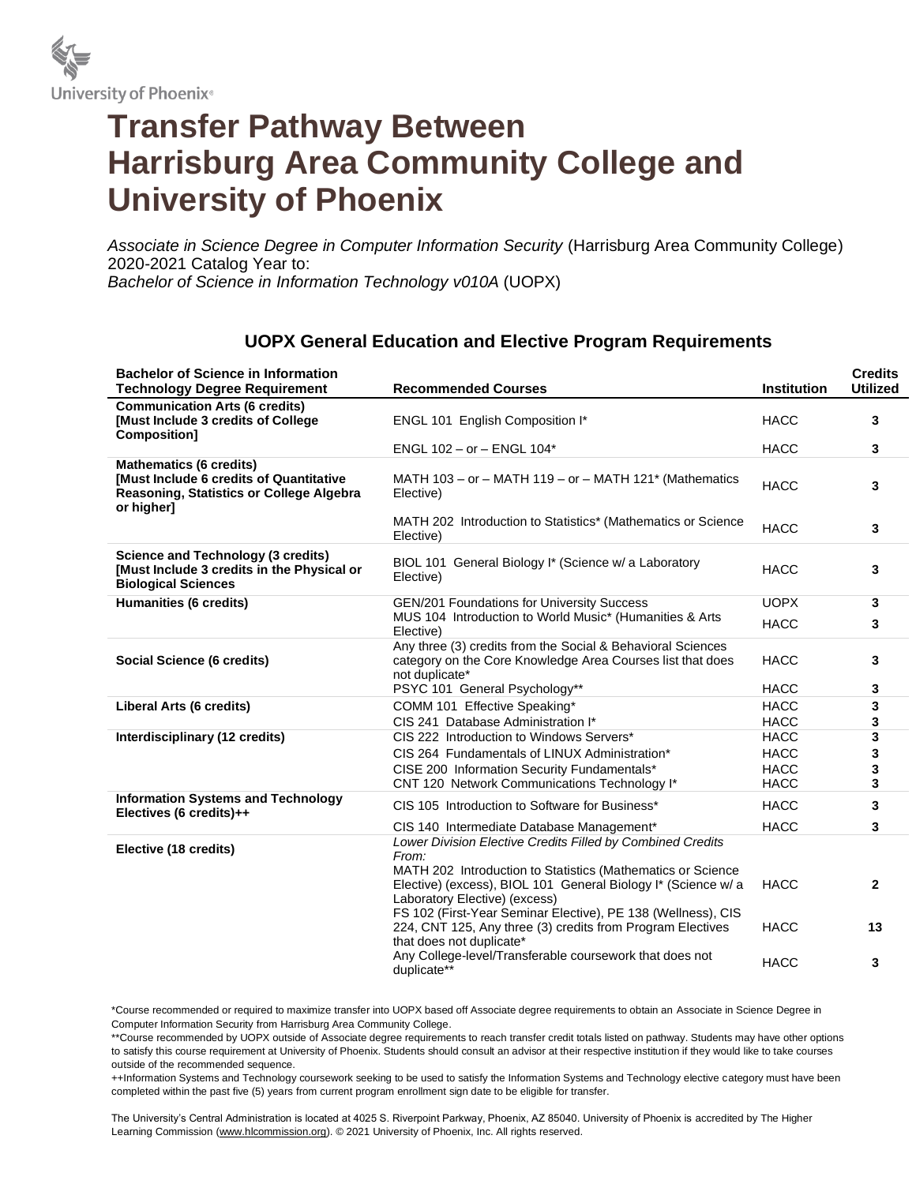# Transfer Pathway Between Harrisburg Area Community College and University of Phoenix

*Associate in Science Degree in Computer Information Security* (Harrisburg Area Community College) 2020-2021 Catalog Year to:
*Bachelor of Science in Information Technology v010A* (UOPX)

## UOPX General Education and Elective Program Requirements

| Bachelor of Science in Information Technology Degree Requirement | Recommended Courses | Institution | Credits Utilized |
|---|---|---|---|
| **Communication Arts (6 credits) [Must Include 3 credits of College Composition]** | ENGL 101 English Composition I* | HACC | 3 |
| | ENGL 102 – or – ENGL 104* | HACC | 3 |
| **Mathematics (6 credits) [Must Include 6 credits of Quantitative Reasoning, Statistics or College Algebra or higher]** | MATH 103 – or – MATH 119 – or – MATH 121* (Mathematics Elective) | HACC | 3 |
| | MATH 202 Introduction to Statistics* (Mathematics or Science Elective) | HACC | 3 |
| **Science and Technology (3 credits) [Must Include 3 credits in the Physical or Biological Sciences** | BIOL 101 General Biology I* (Science w/ a Laboratory Elective) | HACC | 3 |
| **Humanities (6 credits)** | GEN/201 Foundations for University Success | UOPX | 3 |
| | MUS 104 Introduction to World Music* (Humanities & Arts Elective) | HACC | 3 |
| **Social Science (6 credits)** | Any three (3) credits from the Social & Behavioral Sciences category on the Core Knowledge Area Courses list that does not duplicate* | HACC | 3 |
| | PSYC 101 General Psychology** | HACC | 3 |
| **Liberal Arts (6 credits)** | COMM 101 Effective Speaking* | HACC | 3 |
| | CIS 241 Database Administration I* | HACC | 3 |
| **Interdisciplinary (12 credits)** | CIS 222 Introduction to Windows Servers* | HACC | 3 |
| | CIS 264 Fundamentals of LINUX Administration* | HACC | 3 |
| | CISE 200 Information Security Fundamentals* | HACC | 3 |
| | CNT 120 Network Communications Technology I* | HACC | 3 |
| **Information Systems and Technology Electives (6 credits)++** | CIS 105 Introduction to Software for Business* | HACC | 3 |
| | CIS 140 Intermediate Database Management* | HACC | 3 |
| **Elective (18 credits)** | *Lower Division Elective Credits Filled by Combined Credits From:* MATH 202 Introduction to Statistics (Mathematics or Science Elective) (excess), BIOL 101 General Biology I* (Science w/ a Laboratory Elective) (excess) | HACC | 2 |
| | FS 102 (First-Year Seminar Elective), PE 138 (Wellness), CIS 224, CNT 125, Any three (3) credits from Program Electives that does not duplicate* | HACC | 13 |
| | Any College-level/Transferable coursework that does not duplicate** | HACC | 3 |

*Course recommended or required to maximize transfer into UOPX based off Associate degree requirements to obtain an Associate in Science Degree in Computer Information Security from Harrisburg Area Community College.

**Course recommended by UOPX outside of Associate degree requirements to reach transfer credit totals listed on pathway. Students may have other options to satisfy this course requirement at University of Phoenix. Students should consult an advisor at their respective institution if they would like to take courses outside of the recommended sequence.

++Information Systems and Technology coursework seeking to be used to satisfy the Information Systems and Technology elective category must have been completed within the past five (5) years from current program enrollment sign date to be eligible for transfer.

The University's Central Administration is located at 4025 S. Riverpoint Parkway, Phoenix, AZ 85040. University of Phoenix is accredited by The Higher Learning Commission (www.hlcommission.org). © 2021 University of Phoenix, Inc. All rights reserved.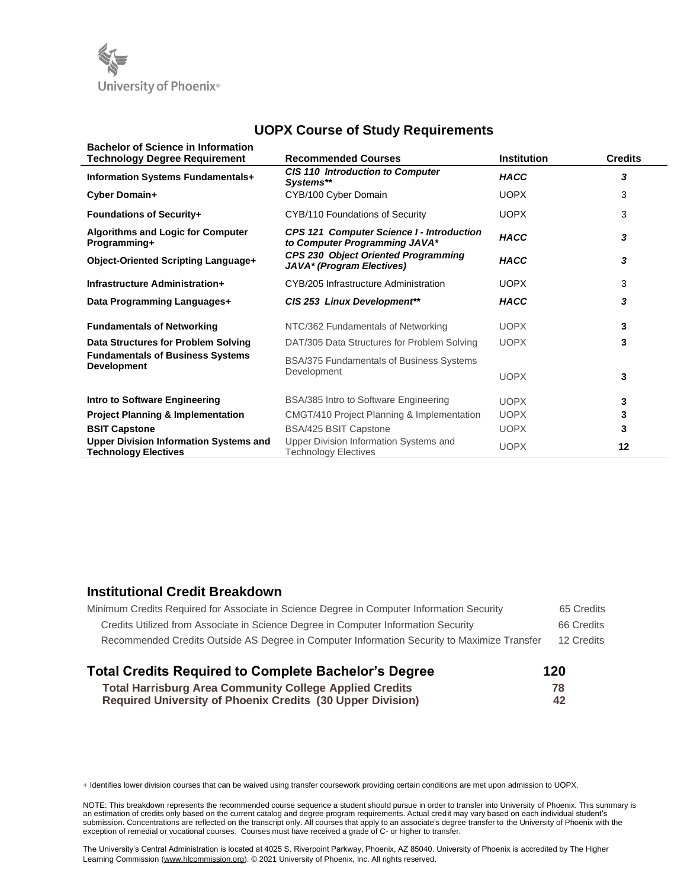University of Phoenix®

## UOPX Course of Study Requirements

| Bachelor of Science in Information Technology Degree Requirement | Recommended Courses | Institution | Credits |
|---|---|---|---|
| **Information Systems Fundamentals+** | ***CIS 110 Introduction to Computer Systems*** ** | ***HACC*** | ***3*** |
| **Cyber Domain+** | CYB/100 Cyber Domain | UOPX | 3 |
| **Foundations of Security+** | CYB/110 Foundations of Security | UOPX | 3 |
| **Algorithms and Logic for Computer Programming+** | ***CPS 121 Computer Science I - Introduction to Computer Programming JAVA**** | ***HACC*** | ***3*** |
| **Object-Oriented Scripting Language+** | ***CPS 230 Object Oriented Programming JAVA* (Program Electives)*** | ***HACC*** | ***3*** |
| **Infrastructure Administration+** | CYB/205 Infrastructure Administration | UOPX | 3 |
| **Data Programming Languages+** | ***CIS 253 Linux Development*** ** | ***HACC*** | ***3*** |
| **Fundamentals of Networking** | NTC/362 Fundamentals of Networking | UOPX | **3** |
| **Data Structures for Problem Solving** | DAT/305 Data Structures for Problem Solving | UOPX | **3** |
| **Fundamentals of Business Systems Development** | BSA/375 Fundamentals of Business Systems Development | UOPX | **3** |
| **Intro to Software Engineering** | BSA/385 Intro to Software Engineering | UOPX | **3** |
| **Project Planning & Implementation** | CMGT/410 Project Planning & Implementation | UOPX | **3** |
| **BSIT Capstone** | BSA/425 BSIT Capstone | UOPX | **3** |
| **Upper Division Information Systems and Technology Electives** | Upper Division Information Systems and Technology Electives | UOPX | **12** |

### Institutional Credit Breakdown

| | |
|---|---|
| Minimum Credits Required for Associate in Science Degree in Computer Information Security | 65 Credits |
| Credits Utilized from Associate in Science Degree in Computer Information Security | 66 Credits |
| Recommended Credits Outside AS Degree in Computer Information Security to Maximize Transfer | 12 Credits |

| | |
|---|---|
| **Total Credits Required to Complete Bachelor's Degree** | **120** |
| **Total Harrisburg Area Community College Applied Credits** | **78** |
| **Required University of Phoenix Credits (30 Upper Division)** | **42** |

+ Identifies lower division courses that can be waived using transfer coursework providing certain conditions are met upon admission to UOPX.

NOTE: This breakdown represents the recommended course sequence a student should pursue in order to transfer into University of Phoenix. This summary is an estimation of credits only based on the current catalog and degree program requirements. Actual credit may vary based on each individual student's submission. Concentrations are reflected on the transcript only. All courses that apply to an associate's degree transfer to the University of Phoenix with the exception of remedial or vocational courses. Courses must have received a grade of C- or higher to transfer.

The University's Central Administration is located at 4025 S. Riverpoint Parkway, Phoenix, AZ 85040. University of Phoenix is accredited by The Higher Learning Commission (www.hlcommission.org). © 2021 University of Phoenix, Inc. All rights reserved.